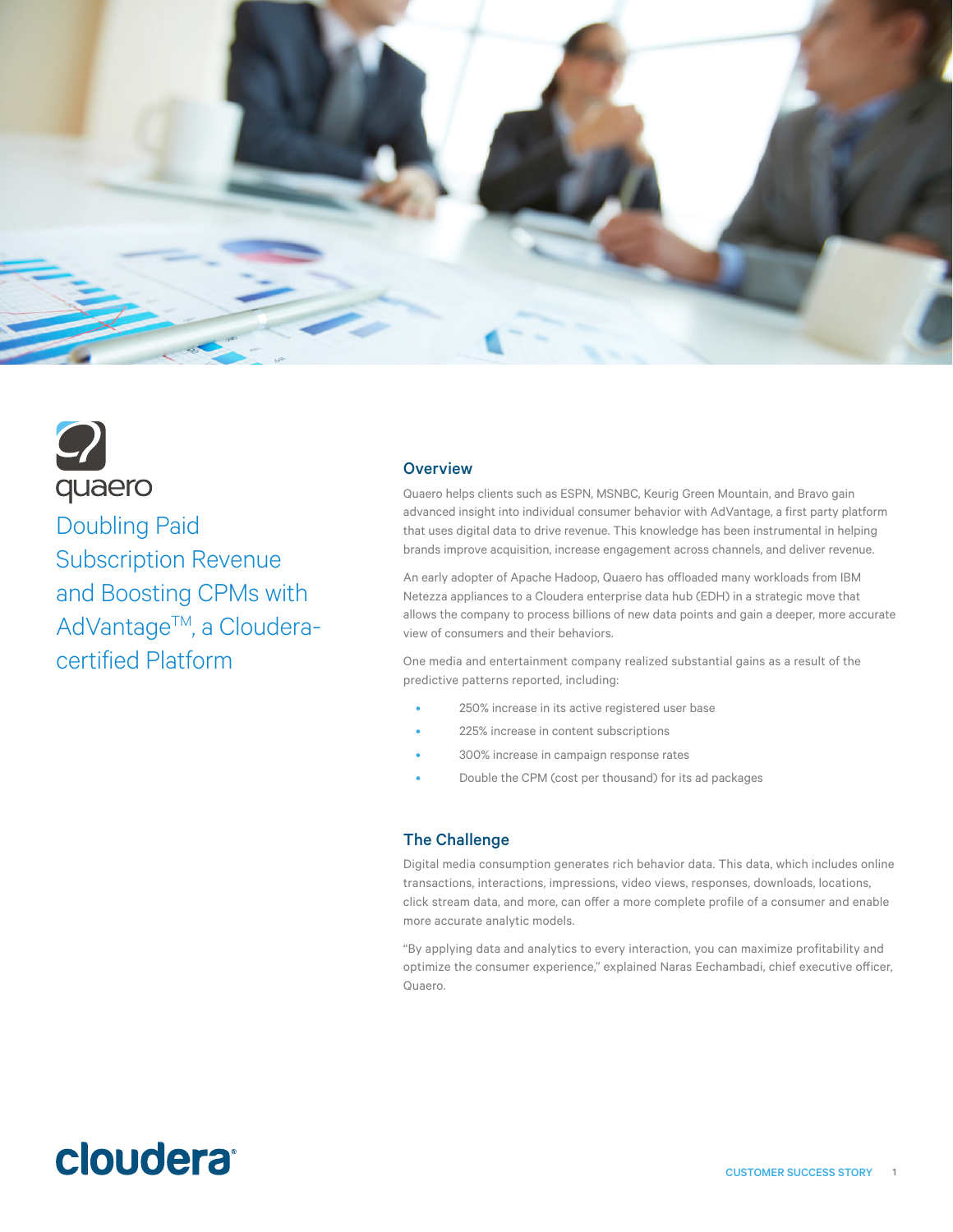quaero

# Doubling Paid Subscription Revenue and Boosting CPMs with AdVantage™, a Cloudera-certified Platform

## Overview

Quaero helps clients such as ESPN, MSNBC, Keurig Green Mountain, and Bravo gain advanced insight into individual consumer behavior with AdVantage, a first party platform that uses digital data to drive revenue. This knowledge has been instrumental in helping brands improve acquisition, increase engagement across channels, and deliver revenue.

An early adopter of Apache Hadoop, Quaero has offloaded many workloads from IBM Netezza appliances to a Cloudera enterprise data hub (EDH) in a strategic move that allows the company to process billions of new data points and gain a deeper, more accurate view of consumers and their behaviors.

One media and entertainment company realized substantial gains as a result of the predictive patterns reported, including:

- 250% increase in its active registered user base
- 225% increase in content subscriptions
- 300% increase in campaign response rates
- Double the CPM (cost per thousand) for its ad packages

## The Challenge

Digital media consumption generates rich behavior data. This data, which includes online transactions, interactions, impressions, video views, responses, downloads, locations, click stream data, and more, can offer a more complete profile of a consumer and enable more accurate analytic models.

"By applying data and analytics to every interaction, you can maximize profitability and optimize the consumer experience," explained Naras Eechambadi, chief executive officer, Quaero.

cloudera

CUSTOMER SUCCESS STORY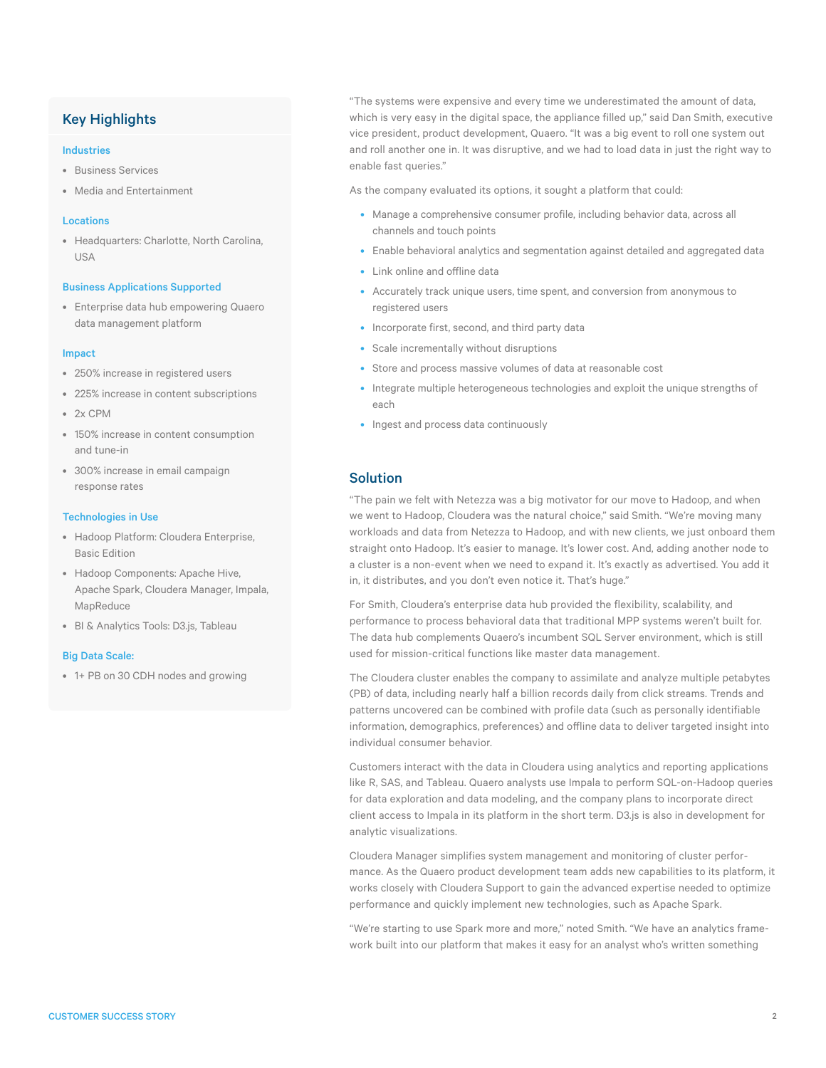## Key Highlights

### Industries

- Business Services
- Media and Entertainment

### Locations

- Headquarters: Charlotte, North Carolina, USA

### Business Applications Supported

- Enterprise data hub empowering Quaero data management platform

### Impact

- 250% increase in registered users
- 225% increase in content subscriptions
- 2x CPM
- 150% increase in content consumption and tune-in
- 300% increase in email campaign response rates

### Technologies in Use

- Hadoop Platform: Cloudera Enterprise, Basic Edition
- Hadoop Components: Apache Hive, Apache Spark, Cloudera Manager, Impala, MapReduce
- BI & Analytics Tools: D3.js, Tableau

### Big Data Scale:

- 1+ PB on 30 CDH nodes and growing

"The systems were expensive and every time we underestimated the amount of data, which is very easy in the digital space, the appliance filled up," said Dan Smith, executive vice president, product development, Quaero. "It was a big event to roll one system out and roll another one in. It was disruptive, and we had to load data in just the right way to enable fast queries."

As the company evaluated its options, it sought a platform that could:

- Manage a comprehensive consumer profile, including behavior data, across all channels and touch points
- Enable behavioral analytics and segmentation against detailed and aggregated data
- Link online and offline data
- Accurately track unique users, time spent, and conversion from anonymous to registered users
- Incorporate first, second, and third party data
- Scale incrementally without disruptions
- Store and process massive volumes of data at reasonable cost
- Integrate multiple heterogeneous technologies and exploit the unique strengths of each
- Ingest and process data continuously

## Solution

"The pain we felt with Netezza was a big motivator for our move to Hadoop, and when we went to Hadoop, Cloudera was the natural choice," said Smith. "We're moving many workloads and data from Netezza to Hadoop, and with new clients, we just onboard them straight onto Hadoop. It's easier to manage. It's lower cost. And, adding another node to a cluster is a non-event when we need to expand it. It's exactly as advertised. You add it in, it distributes, and you don't even notice it. That's huge."

For Smith, Cloudera's enterprise data hub provided the flexibility, scalability, and performance to process behavioral data that traditional MPP systems weren't built for. The data hub complements Quaero's incumbent SQL Server environment, which is still used for mission-critical functions like master data management.

The Cloudera cluster enables the company to assimilate and analyze multiple petabytes (PB) of data, including nearly half a billion records daily from click streams. Trends and patterns uncovered can be combined with profile data (such as personally identifiable information, demographics, preferences) and offline data to deliver targeted insight into individual consumer behavior.

Customers interact with the data in Cloudera using analytics and reporting applications like R, SAS, and Tableau. Quaero analysts use Impala to perform SQL-on-Hadoop queries for data exploration and data modeling, and the company plans to incorporate direct client access to Impala in its platform in the short term. D3.js is also in development for analytic visualizations.

Cloudera Manager simplifies system management and monitoring of cluster performance. As the Quaero product development team adds new capabilities to its platform, it works closely with Cloudera Support to gain the advanced expertise needed to optimize performance and quickly implement new technologies, such as Apache Spark.

"We're starting to use Spark more and more," noted Smith. "We have an analytics framework built into our platform that makes it easy for an analyst who's written something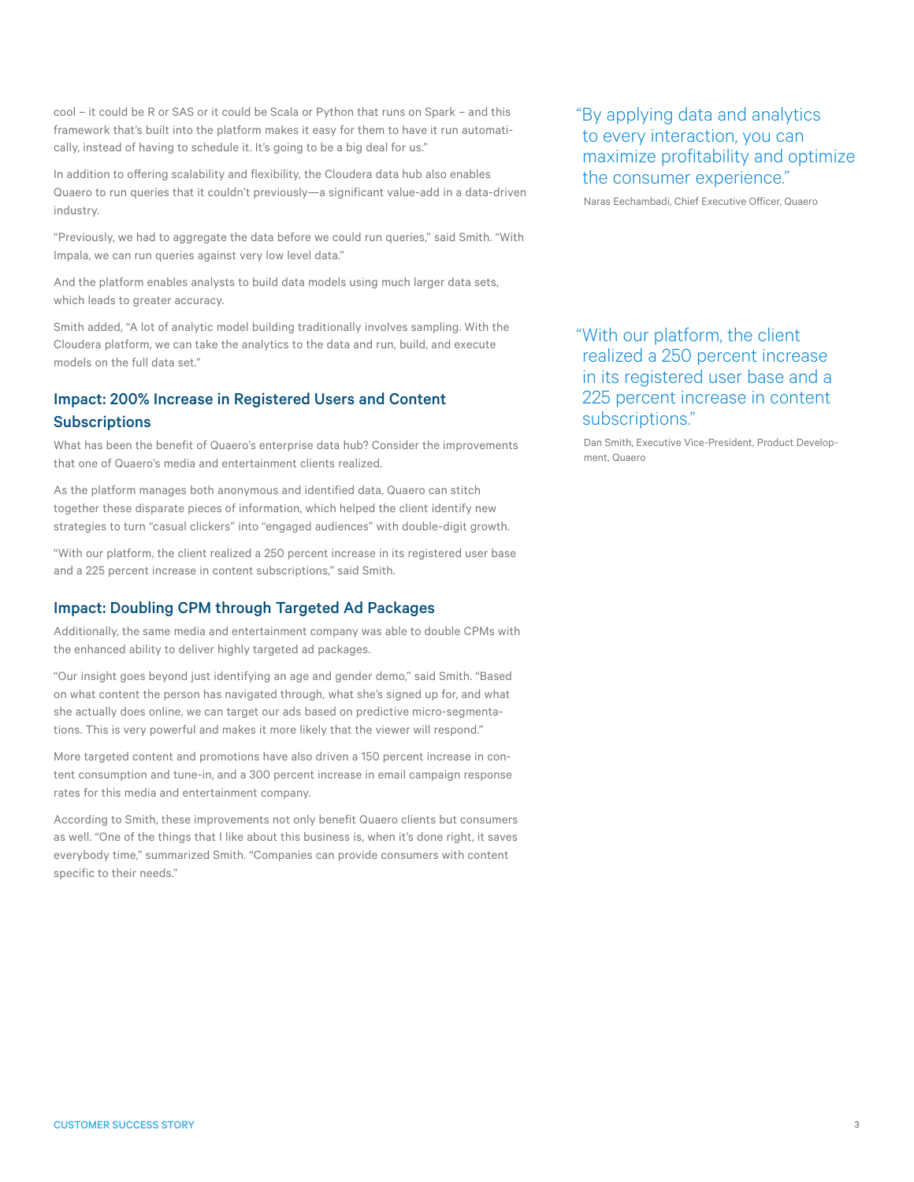cool – it could be R or SAS or it could be Scala or Python that runs on Spark – and this framework that's built into the platform makes it easy for them to have it run automatically, instead of having to schedule it. It's going to be a big deal for us."

In addition to offering scalability and flexibility, the Cloudera data hub also enables Quaero to run queries that it couldn't previously—a significant value-add in a data-driven industry.

"Previously, we had to aggregate the data before we could run queries," said Smith. "With Impala, we can run queries against very low level data."

And the platform enables analysts to build data models using much larger data sets, which leads to greater accuracy.

Smith added, "A lot of analytic model building traditionally involves sampling. With the Cloudera platform, we can take the analytics to the data and run, build, and execute models on the full data set."

> "By applying data and analytics to every interaction, you can maximize profitability and optimize the consumer experience."
>
> Naras Eechambadi, Chief Executive Officer, Quaero

## Impact: 200% Increase in Registered Users and Content Subscriptions

What has been the benefit of Quaero's enterprise data hub? Consider the improvements that one of Quaero's media and entertainment clients realized.

As the platform manages both anonymous and identified data, Quaero can stitch together these disparate pieces of information, which helped the client identify new strategies to turn "casual clickers" into "engaged audiences" with double-digit growth.

"With our platform, the client realized a 250 percent increase in its registered user base and a 225 percent increase in content subscriptions," said Smith.

> "With our platform, the client realized a 250 percent increase in its registered user base and a 225 percent increase in content subscriptions."
>
> Dan Smith, Executive Vice-President, Product Development, Quaero

## Impact: Doubling CPM through Targeted Ad Packages

Additionally, the same media and entertainment company was able to double CPMs with the enhanced ability to deliver highly targeted ad packages.

"Our insight goes beyond just identifying an age and gender demo," said Smith. "Based on what content the person has navigated through, what she's signed up for, and what she actually does online, we can target our ads based on predictive micro-segmentations. This is very powerful and makes it more likely that the viewer will respond."

More targeted content and promotions have also driven a 150 percent increase in content consumption and tune-in, and a 300 percent increase in email campaign response rates for this media and entertainment company.

According to Smith, these improvements not only benefit Quaero clients but consumers as well. "One of the things that I like about this business is, when it's done right, it saves everybody time," summarized Smith. "Companies can provide consumers with content specific to their needs."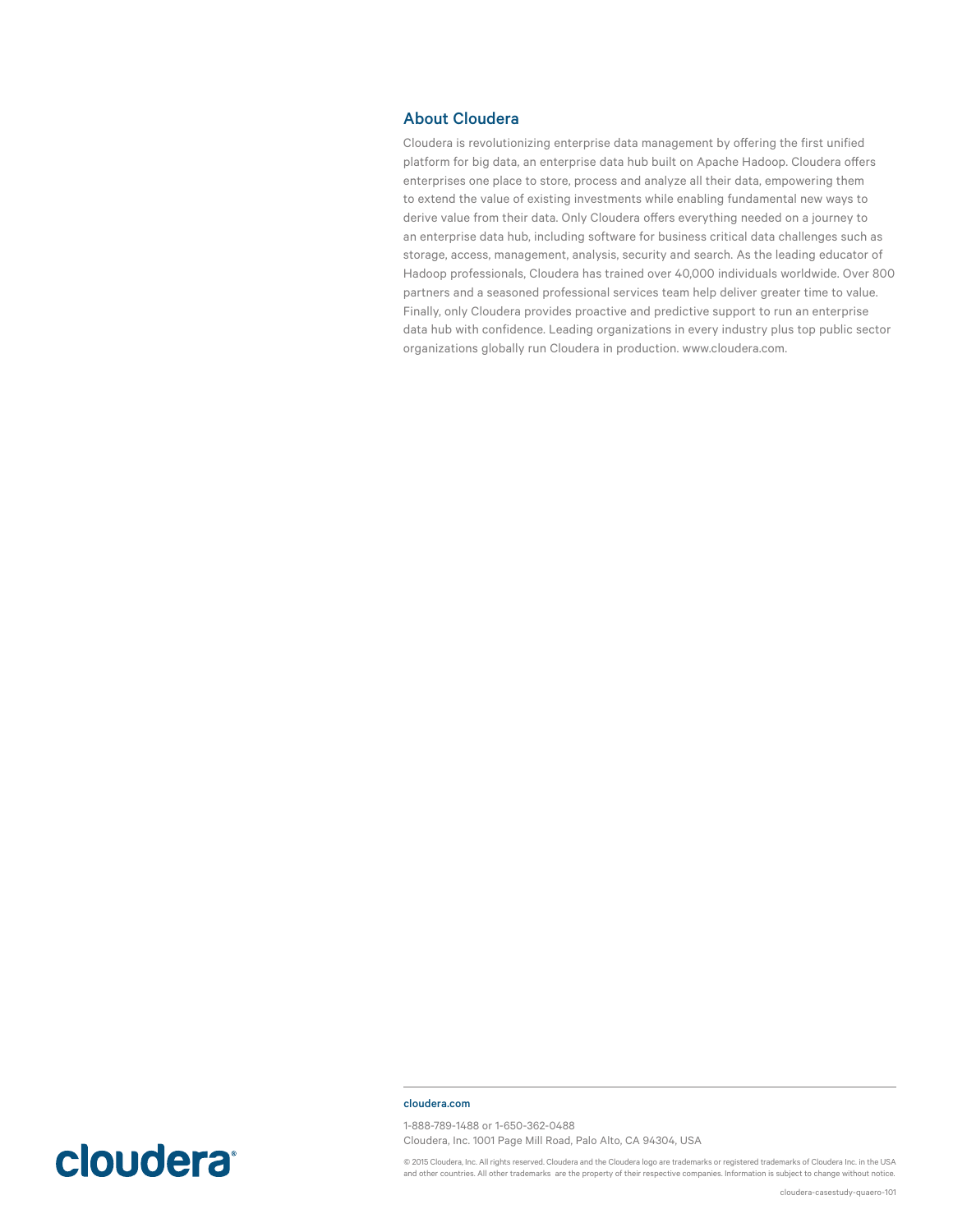## About Cloudera

Cloudera is revolutionizing enterprise data management by offering the first unified platform for big data, an enterprise data hub built on Apache Hadoop. Cloudera offers enterprises one place to store, process and analyze all their data, empowering them to extend the value of existing investments while enabling fundamental new ways to derive value from their data. Only Cloudera offers everything needed on a journey to an enterprise data hub, including software for business critical data challenges such as storage, access, management, analysis, security and search. As the leading educator of Hadoop professionals, Cloudera has trained over 40,000 individuals worldwide. Over 800 partners and a seasoned professional services team help deliver greater time to value. Finally, only Cloudera provides proactive and predictive support to run an enterprise data hub with confidence. Leading organizations in every industry plus top public sector organizations globally run Cloudera in production. www.cloudera.com.

cloudera

**cloudera.com**

1-888-789-1488 or 1-650-362-0488
Cloudera, Inc. 1001 Page Mill Road, Palo Alto, CA 94304, USA

© 2015 Cloudera, Inc. All rights reserved. Cloudera and the Cloudera logo are trademarks or registered trademarks of Cloudera Inc. in the USA and other countries. All other trademarks are the property of their respective companies. Information is subject to change without notice.

cloudera-casestudy-quaero-101